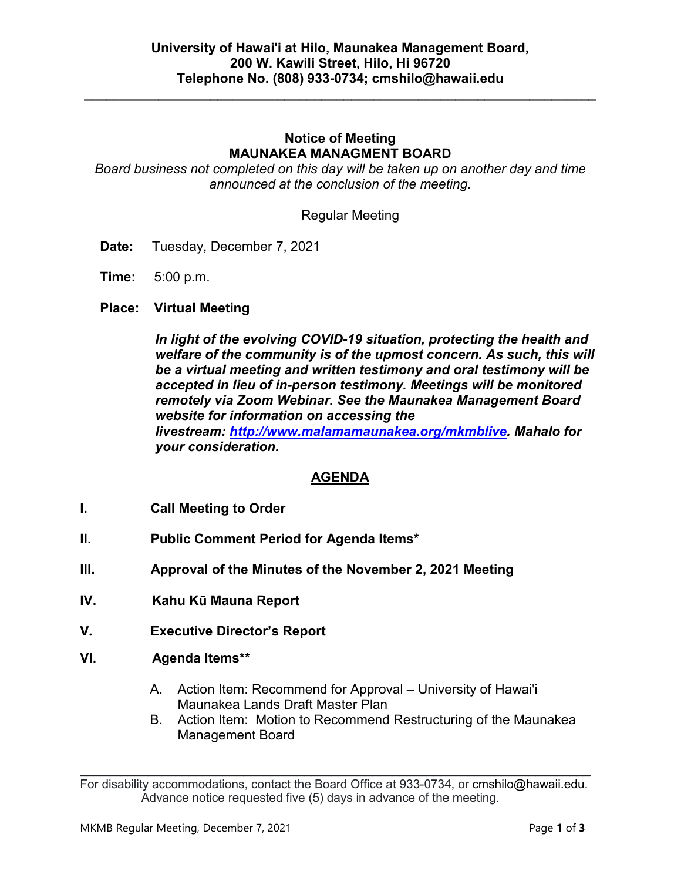**University of Hawai'i at Hilo, Maunakea Management Board,**
**200 W. Kawili Street, Hilo, Hi 96720**
**Telephone No. (808) 933-0734; cmshilo@hawaii.edu**

---

## Notice of Meeting
## MAUNAKEA MANAGMENT BOARD

*Board business not completed on this day will be taken up on another day and time announced at the conclusion of the meeting.*

Regular Meeting

**Date:** Tuesday, December 7, 2021

**Time:** 5:00 p.m.

**Place: Virtual Meeting**

***In light of the evolving COVID-19 situation, protecting the health and welfare of the community is of the upmost concern. As such, this will be a virtual meeting and written testimony and oral testimony will be accepted in lieu of in-person testimony. Meetings will be monitored remotely via Zoom Webinar. See the Maunakea Management Board website for information on accessing the livestream: [http://www.malamamaunakea.org/mkmblive](http://www.malamamaunakea.org/mkmblive). Mahalo for your consideration.***

## AGENDA

**I. Call Meeting to Order**

**II. Public Comment Period for Agenda Items***

**III. Approval of the Minutes of the November 2, 2021 Meeting**

**IV. Kahu Kū Mauna Report**

**V. Executive Director's Report**

**VI. Agenda Items****

A. Action Item: Recommend for Approval – University of Hawai'i Maunakea Lands Draft Master Plan

B. Action Item: Motion to Recommend Restructuring of the Maunakea Management Board

---

For disability accommodations, contact the Board Office at 933-0734, or cmshilo@hawaii.edu. Advance notice requested five (5) days in advance of the meeting.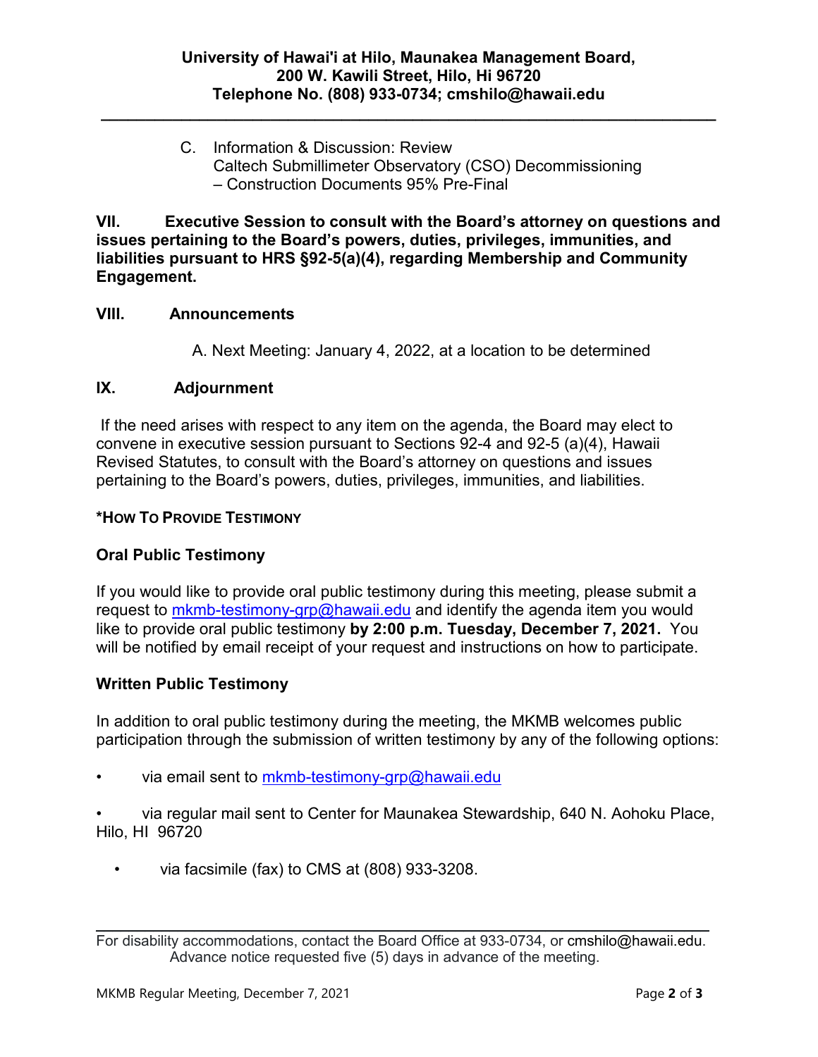C. Information & Discussion: Review Caltech Submillimeter Observatory (CSO) Decommissioning – Construction Documents 95% Pre-Final

**VII. Executive Session to consult with the Board's attorney on questions and issues pertaining to the Board's powers, duties, privileges, immunities, and liabilities pursuant to HRS §92-5(a)(4), regarding Membership and Community Engagement.**

**VIII. Announcements**

A. Next Meeting: January 4, 2022, at a location to be determined

**IX. Adjournment**

If the need arises with respect to any item on the agenda, the Board may elect to convene in executive session pursuant to Sections 92-4 and 92-5 (a)(4), Hawaii Revised Statutes, to consult with the Board's attorney on questions and issues pertaining to the Board's powers, duties, privileges, immunities, and liabilities.

**\*HOW TO PROVIDE TESTIMONY**

**Oral Public Testimony**

If you would like to provide oral public testimony during this meeting, please submit a request to mkmb-testimony-grp@hawaii.edu and identify the agenda item you would like to provide oral public testimony **by 2:00 p.m. Tuesday, December 7, 2021.** You will be notified by email receipt of your request and instructions on how to participate.

**Written Public Testimony**

In addition to oral public testimony during the meeting, the MKMB welcomes public participation through the submission of written testimony by any of the following options:

- via email sent to mkmb-testimony-grp@hawaii.edu
- via regular mail sent to Center for Maunakea Stewardship, 640 N. Aohoku Place, Hilo, HI 96720
- via facsimile (fax) to CMS at (808) 933-3208.

For disability accommodations, contact the Board Office at 933-0734, or cmshilo@hawaii.edu. Advance notice requested five (5) days in advance of the meeting.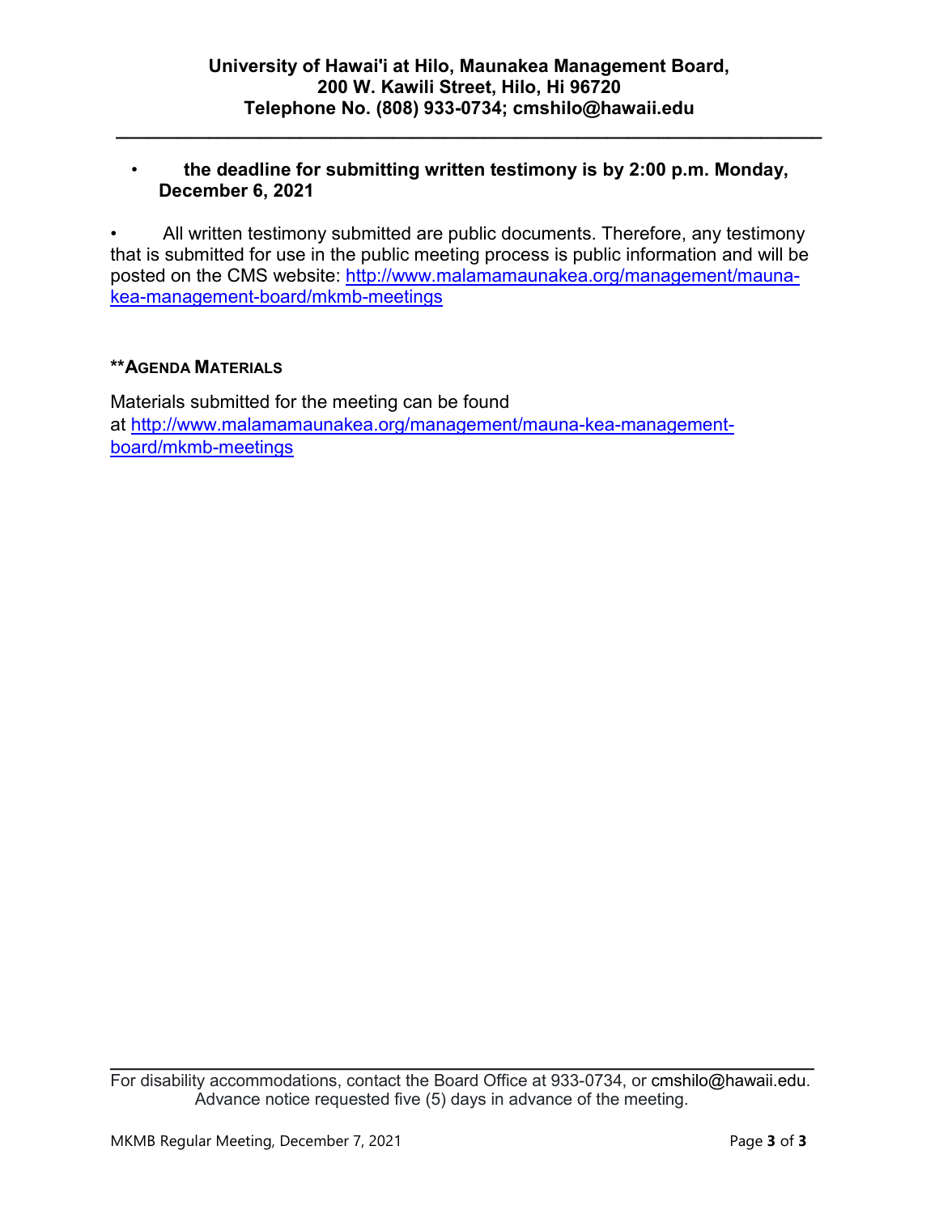- **the deadline for submitting written testimony is by 2:00 p.m. Monday, December 6, 2021**

- All written testimony submitted are public documents. Therefore, any testimony that is submitted for use in the public meeting process is public information and will be posted on the CMS website: [http://www.malamamaunakea.org/management/mauna-kea-management-board/mkmb-meetings](http://www.malamamaunakea.org/management/mauna-kea-management-board/mkmb-meetings)

**\*\*AGENDA MATERIALS**

Materials submitted for the meeting can be found at [http://www.malamamaunakea.org/management/mauna-kea-management-board/mkmb-meetings](http://www.malamamaunakea.org/management/mauna-kea-management-board/mkmb-meetings)

For disability accommodations, contact the Board Office at 933-0734, or cmshilo@hawaii.edu. Advance notice requested five (5) days in advance of the meeting.